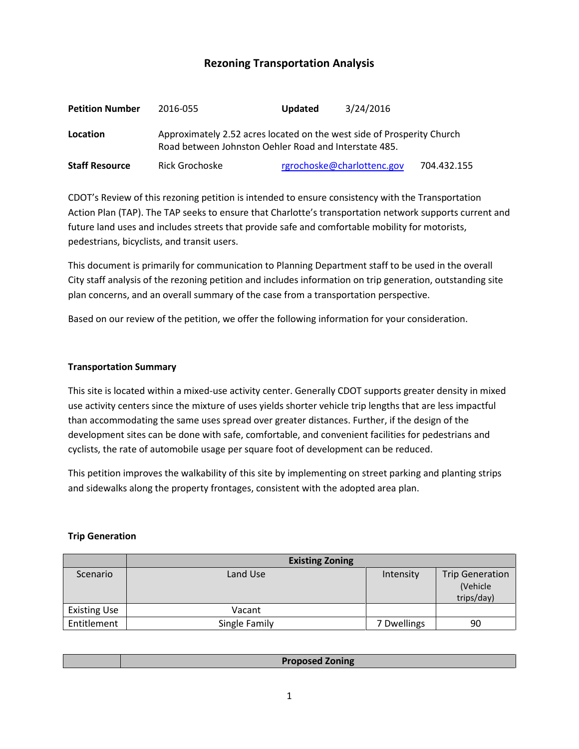# Rezoning Transportation Analysis

| | | | |
|---|---|---|---|
| **Petition Number** | 2016-055 | **Updated** | 3/24/2016 |
| **Location** | Approximately 2.52 acres located on the west side of Prosperity Church Road between Johnston Oehler Road and Interstate 485. | | |
| **Staff Resource** | Rick Grochoske | rgrochoske@charlottenc.gov | 704.432.155 |

CDOT's Review of this rezoning petition is intended to ensure consistency with the Transportation Action Plan (TAP). The TAP seeks to ensure that Charlotte's transportation network supports current and future land uses and includes streets that provide safe and comfortable mobility for motorists, pedestrians, bicyclists, and transit users.

This document is primarily for communication to Planning Department staff to be used in the overall City staff analysis of the rezoning petition and includes information on trip generation, outstanding site plan concerns, and an overall summary of the case from a transportation perspective.

Based on our review of the petition, we offer the following information for your consideration.

## Transportation Summary

This site is located within a mixed-use activity center. Generally CDOT supports greater density in mixed use activity centers since the mixture of uses yields shorter vehicle trip lengths that are less impactful than accommodating the same uses spread over greater distances. Further, if the design of the development sites can be done with safe, comfortable, and convenient facilities for pedestrians and cyclists, the rate of automobile usage per square foot of development can be reduced.

This petition improves the walkability of this site by implementing on street parking and planting strips and sidewalks along the property frontages, consistent with the adopted area plan.

## Trip Generation

| | Existing Zoning | | |
|---|---|---|---|
| Scenario | Land Use | Intensity | Trip Generation (Vehicle trips/day) |
| Existing Use | Vacant | | |
| Entitlement | Single Family | 7 Dwellings | 90 |

| | Proposed Zoning |
|---|---|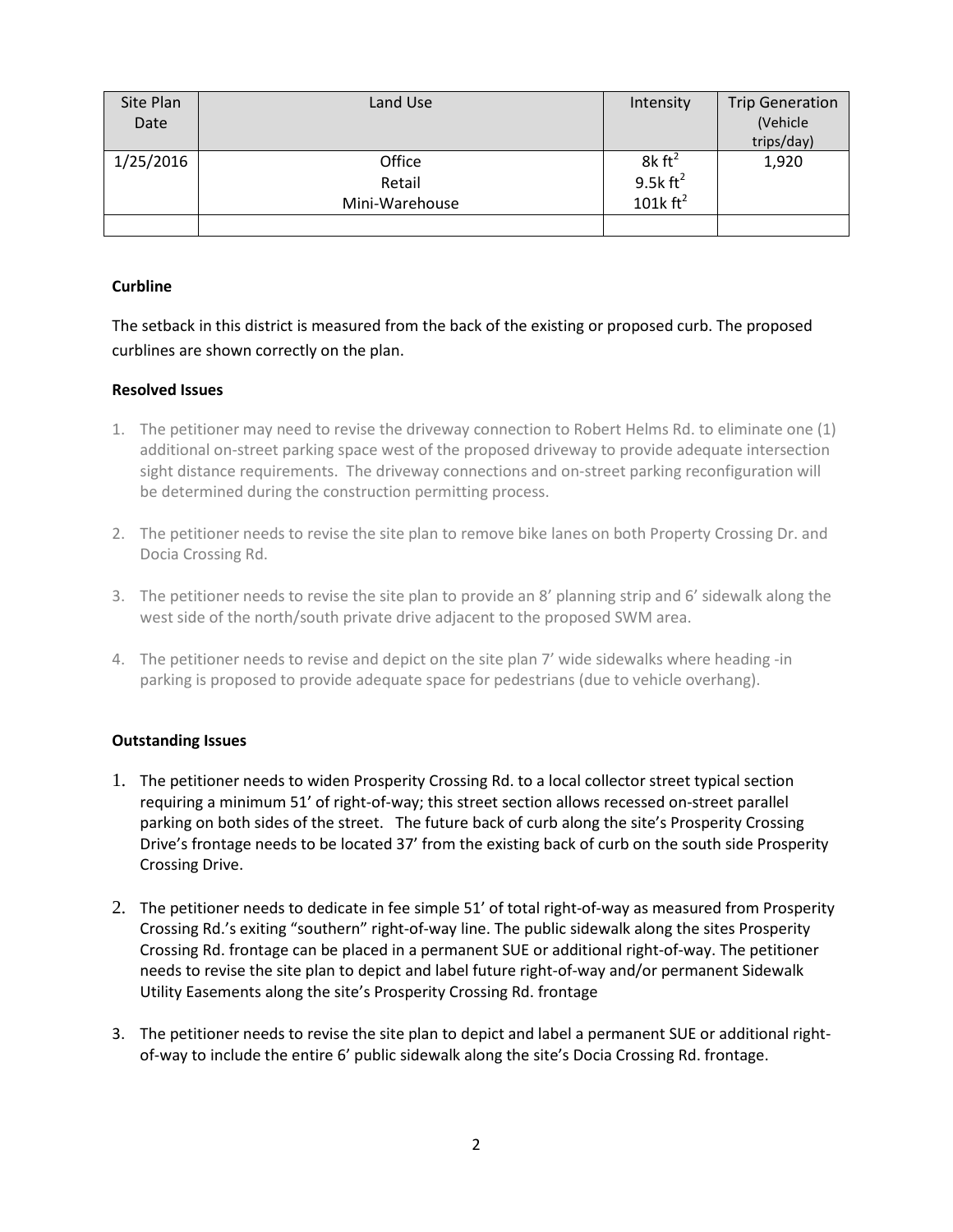| Site Plan Date | Land Use | Intensity | Trip Generation (Vehicle trips/day) |
|---|---|---|---|
| 1/25/2016 | Office<br>Retail<br>Mini-Warehouse | 8k $ft^2$<br>9.5k $ft^2$<br>101k $ft^2$ | 1,920 |
| | | | |

**Curbline**

The setback in this district is measured from the back of the existing or proposed curb. The proposed curblines are shown correctly on the plan.

**Resolved Issues**

1. The petitioner may need to revise the driveway connection to Robert Helms Rd. to eliminate one (1) additional on-street parking space west of the proposed driveway to provide adequate intersection sight distance requirements. The driveway connections and on-street parking reconfiguration will be determined during the construction permitting process.

2. The petitioner needs to revise the site plan to remove bike lanes on both Property Crossing Dr. and Docia Crossing Rd.

3. The petitioner needs to revise the site plan to provide an 8' planning strip and 6' sidewalk along the west side of the north/south private drive adjacent to the proposed SWM area.

4. The petitioner needs to revise and depict on the site plan 7' wide sidewalks where heading -in parking is proposed to provide adequate space for pedestrians (due to vehicle overhang).

**Outstanding Issues**

1. The petitioner needs to widen Prosperity Crossing Rd. to a local collector street typical section requiring a minimum 51' of right-of-way; this street section allows recessed on-street parallel parking on both sides of the street. The future back of curb along the site's Prosperity Crossing Drive's frontage needs to be located 37' from the existing back of curb on the south side Prosperity Crossing Drive.

2. The petitioner needs to dedicate in fee simple 51' of total right-of-way as measured from Prosperity Crossing Rd.'s exiting "southern" right-of-way line. The public sidewalk along the sites Prosperity Crossing Rd. frontage can be placed in a permanent SUE or additional right-of-way. The petitioner needs to revise the site plan to depict and label future right-of-way and/or permanent Sidewalk Utility Easements along the site's Prosperity Crossing Rd. frontage

3. The petitioner needs to revise the site plan to depict and label a permanent SUE or additional right-of-way to include the entire 6' public sidewalk along the site's Docia Crossing Rd. frontage.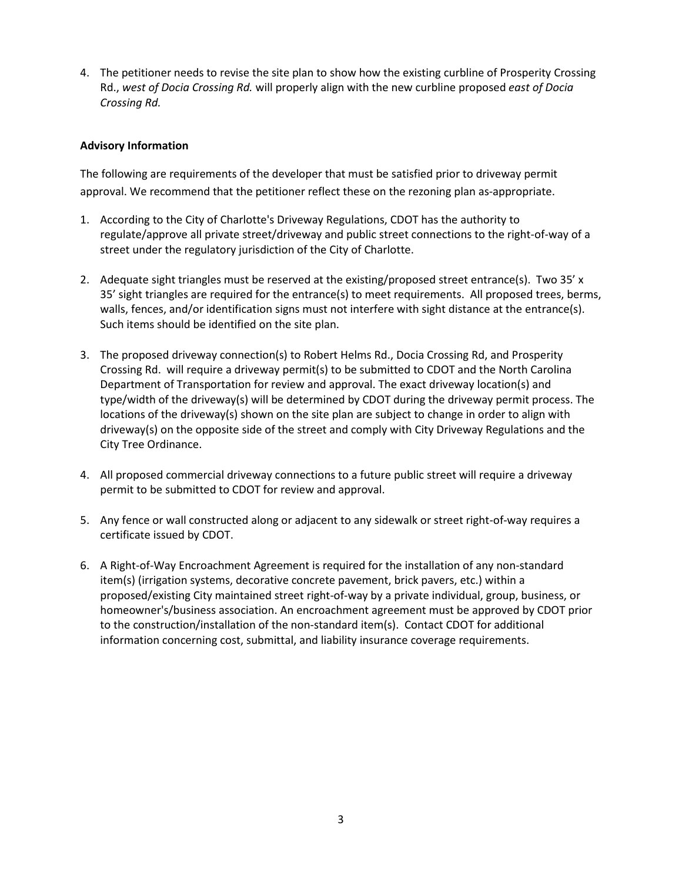4. The petitioner needs to revise the site plan to show how the existing curbline of Prosperity Crossing Rd., *west of Docia Crossing Rd.* will properly align with the new curbline proposed *east of Docia Crossing Rd.*

**Advisory Information**

The following are requirements of the developer that must be satisfied prior to driveway permit approval. We recommend that the petitioner reflect these on the rezoning plan as-appropriate.

1. According to the City of Charlotte's Driveway Regulations, CDOT has the authority to regulate/approve all private street/driveway and public street connections to the right-of-way of a street under the regulatory jurisdiction of the City of Charlotte.

2. Adequate sight triangles must be reserved at the existing/proposed street entrance(s). Two 35' x 35' sight triangles are required for the entrance(s) to meet requirements. All proposed trees, berms, walls, fences, and/or identification signs must not interfere with sight distance at the entrance(s). Such items should be identified on the site plan.

3. The proposed driveway connection(s) to Robert Helms Rd., Docia Crossing Rd, and Prosperity Crossing Rd. will require a driveway permit(s) to be submitted to CDOT and the North Carolina Department of Transportation for review and approval. The exact driveway location(s) and type/width of the driveway(s) will be determined by CDOT during the driveway permit process. The locations of the driveway(s) shown on the site plan are subject to change in order to align with driveway(s) on the opposite side of the street and comply with City Driveway Regulations and the City Tree Ordinance.

4. All proposed commercial driveway connections to a future public street will require a driveway permit to be submitted to CDOT for review and approval.

5. Any fence or wall constructed along or adjacent to any sidewalk or street right-of-way requires a certificate issued by CDOT.

6. A Right-of-Way Encroachment Agreement is required for the installation of any non-standard item(s) (irrigation systems, decorative concrete pavement, brick pavers, etc.) within a proposed/existing City maintained street right-of-way by a private individual, group, business, or homeowner's/business association. An encroachment agreement must be approved by CDOT prior to the construction/installation of the non-standard item(s). Contact CDOT for additional information concerning cost, submittal, and liability insurance coverage requirements.